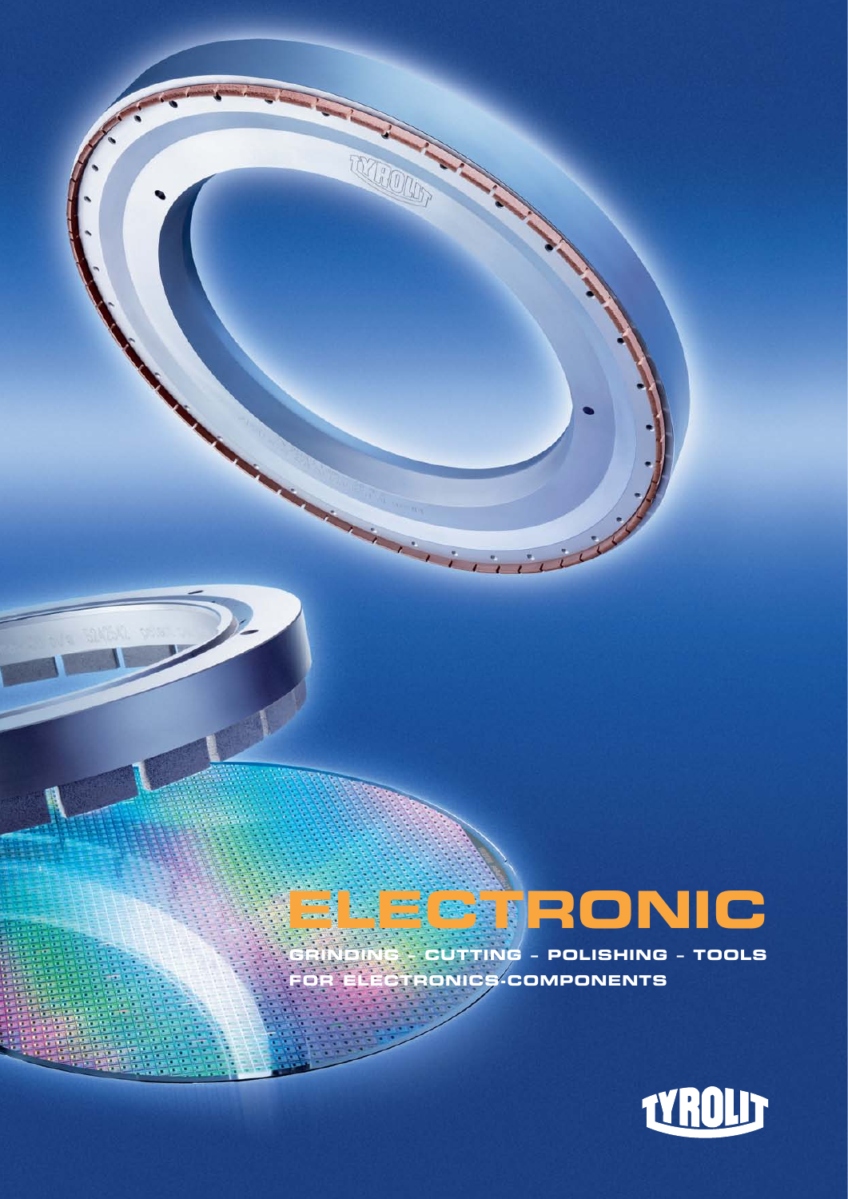# ELECTRONIC

GRINDING – CUTTING – POLISHING – TOOLS FOR ELECTRONICS-COMPONENTS

TYROLIT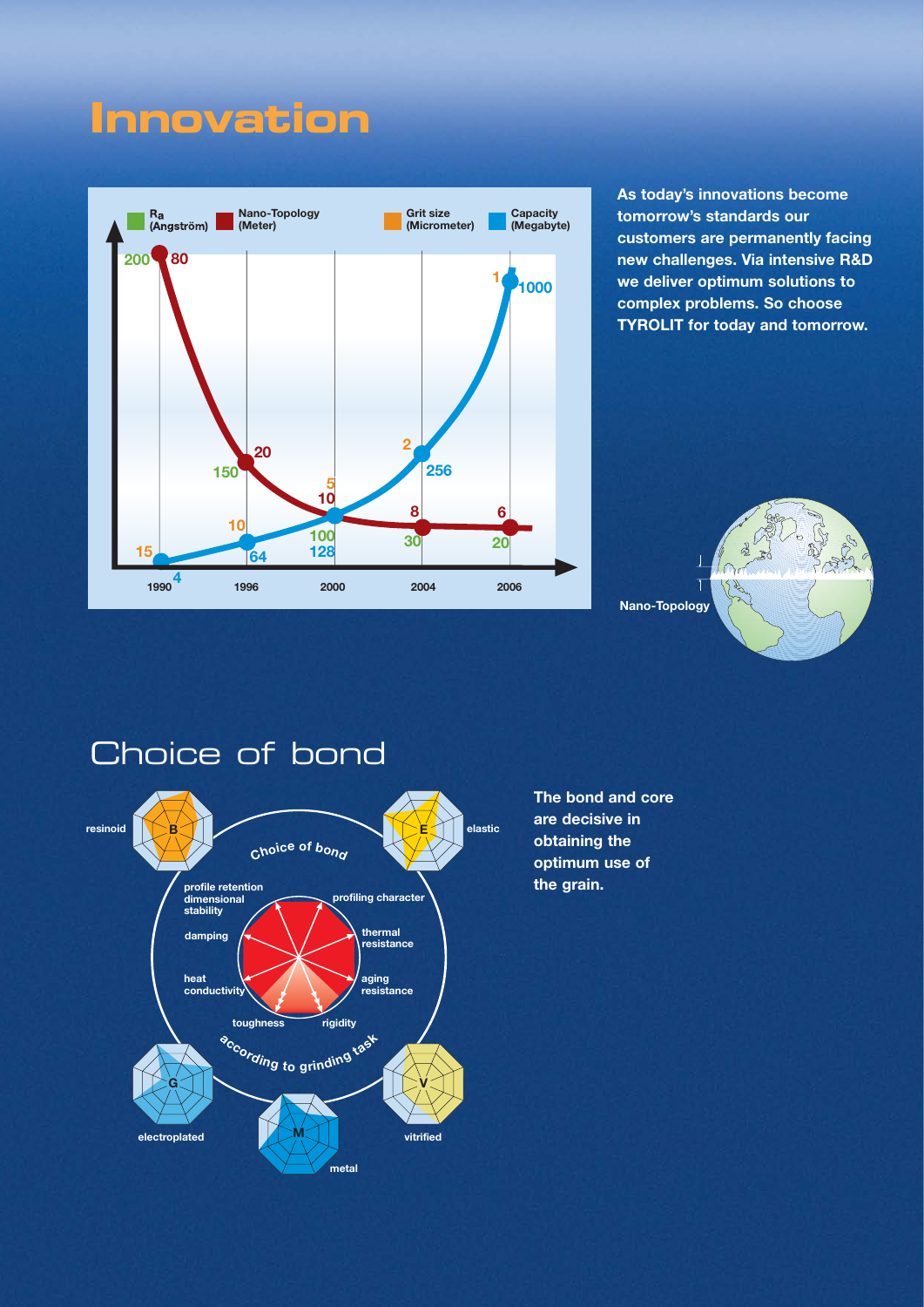# Innovation

| Year | $R_a$ (Angström) | Nano-Topology (Meter) | Grit size (Micrometer) | Capacity (Megabyte) |
|---|---|---|---|---|
| 1990 | 200 | 80 | 15 | 4 |
| 1996 | 150 | 20 | 10 | 64 |
| 2000 | 100 | 10 | 5 | 128 |
| 2004 | 30 | 8 | 2 | 256 |
| 2006 | 20 | 6 | 1 | 1000 |

**As today's innovations become tomorrow's standards our customers are permanently facing new challenges. Via intensive R&D we deliver optimum solutions to complex problems. So choose TYROLIT for today and tomorrow.**

Nano-Topology

# Choice of bond

Choice of bond – according to grinding task

- B – resinoid
- E – elastic
- G – electroplated
- M – metal
- V – vitrified

Properties: profile retention, dimensional stability; profiling character; damping; thermal resistance; heat conductivity; aging resistance; toughness; rigidity

**The bond and core are decisive in obtaining the optimum use of the grain.**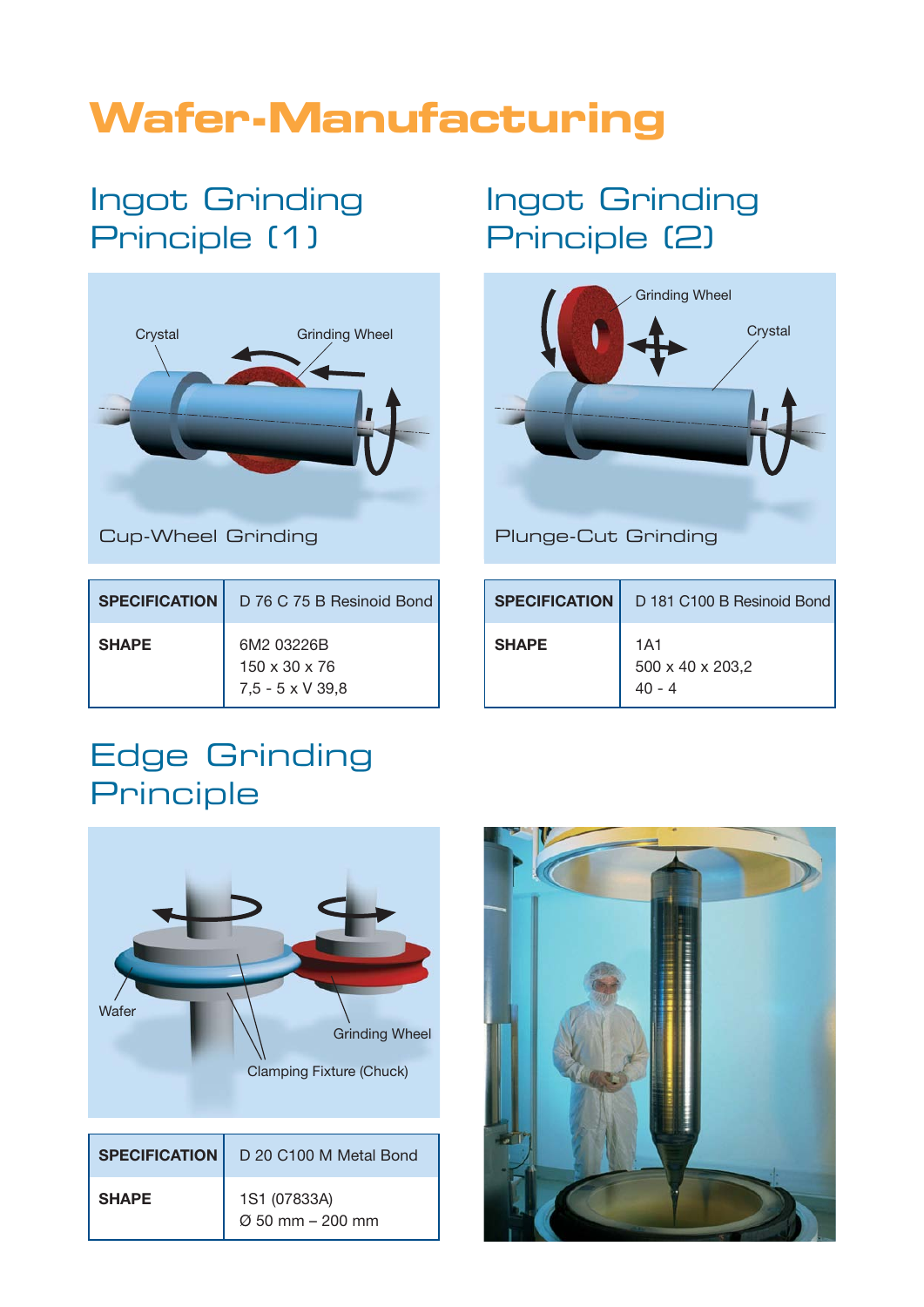# Wafer-Manufacturing

## Ingot Grinding Principle (1)

Crystal

Grinding Wheel

Cup-Wheel Grinding

| SPECIFICATION | D 76 C 75 B Resinoid Bond |
|---|---|
| SHAPE | 6M2 03226B<br>150 x 30 x 76<br>7,5 - 5 x V 39,8 |

## Ingot Grinding Principle (2)

Grinding Wheel

Crystal

Plunge-Cut Grinding

| SPECIFICATION | D 181 C100 B Resinoid Bond |
|---|---|
| SHAPE | 1A1<br>500 x 40 x 203,2<br>40 - 4 |

## Edge Grinding Principle

Wafer

Grinding Wheel

Clamping Fixture (Chuck)

| SPECIFICATION | D 20 C100 M Metal Bond |
|---|---|
| SHAPE | 1S1 (07833A)<br>Ø 50 mm – 200 mm |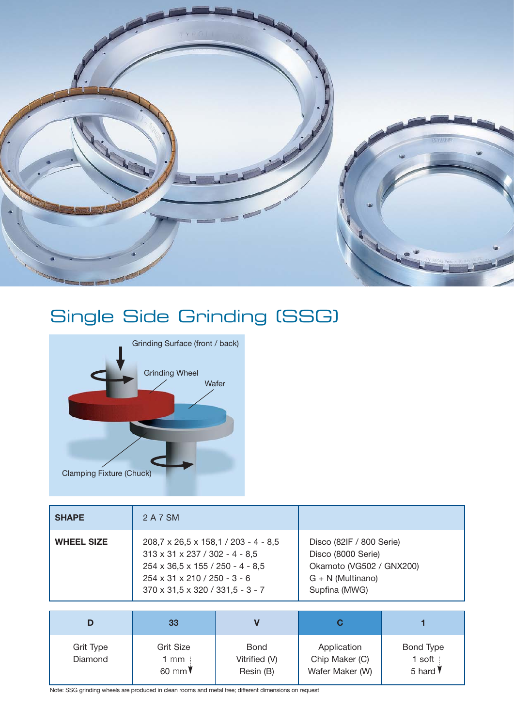# Single Side Grinding (SSG)

Grinding Surface (front / back)

Grinding Wheel

Wafer

Clamping Fixture (Chuck)

| SHAPE | 2 A 7 SM | |
|---|---|---|
| WHEEL SIZE | 208,7 x 26,5 x 158,1 / 203 - 4 - 8,5<br>313 x 31 x 237 / 302 - 4 - 8,5<br>254 x 36,5 x 155 / 250 - 4 - 8,5<br>254 x 31 x 210 / 250 - 3 - 6<br>370 x 31,5 x 320 / 331,5 - 3 - 7 | Disco (82IF / 800 Serie)<br>Disco (8000 Serie)<br>Okamoto (VG502 / GNX200)<br>G + N (Multinano)<br>Supfina (MWG) |

| D | 33 | V | C | 1 |
|---|---|---|---|---|
| Grit Type<br>Diamond | Grit Size<br>1 mm<br>60 mm | Bond<br>Vitrified (V)<br>Resin (B) | Application<br>Chip Maker (C)<br>Wafer Maker (W) | Bond Type<br>1 soft<br>5 hard |

Note: SSG grinding wheels are produced in clean rooms and metal free; different dimensions on request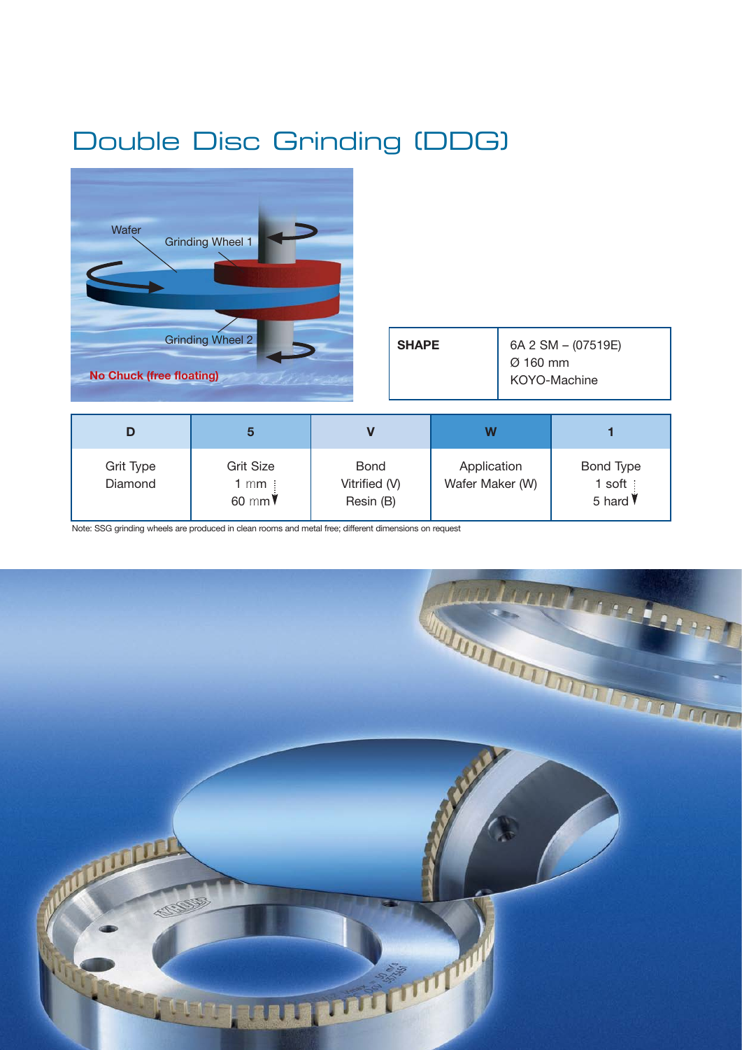# Double Disc Grinding (DDG)

Wafer

Grinding Wheel 1

Grinding Wheel 2

**No Chuck (free floating)**

| **SHAPE** | 6A 2 SM – (07519E)<br>Ø 160 mm<br>KOYO-Machine |
|---|---|

| D | 5 | V | W | 1 |
|---|---|---|---|---|
| Grit Type<br>Diamond | Grit Size<br>1 mm<br>60 mm | Bond<br>Vitrified (V)<br>Resin (B) | Application<br>Wafer Maker (W) | Bond Type<br>1 soft<br>5 hard |

Note: SSG grinding wheels are produced in clean rooms and metal free; different dimensions on request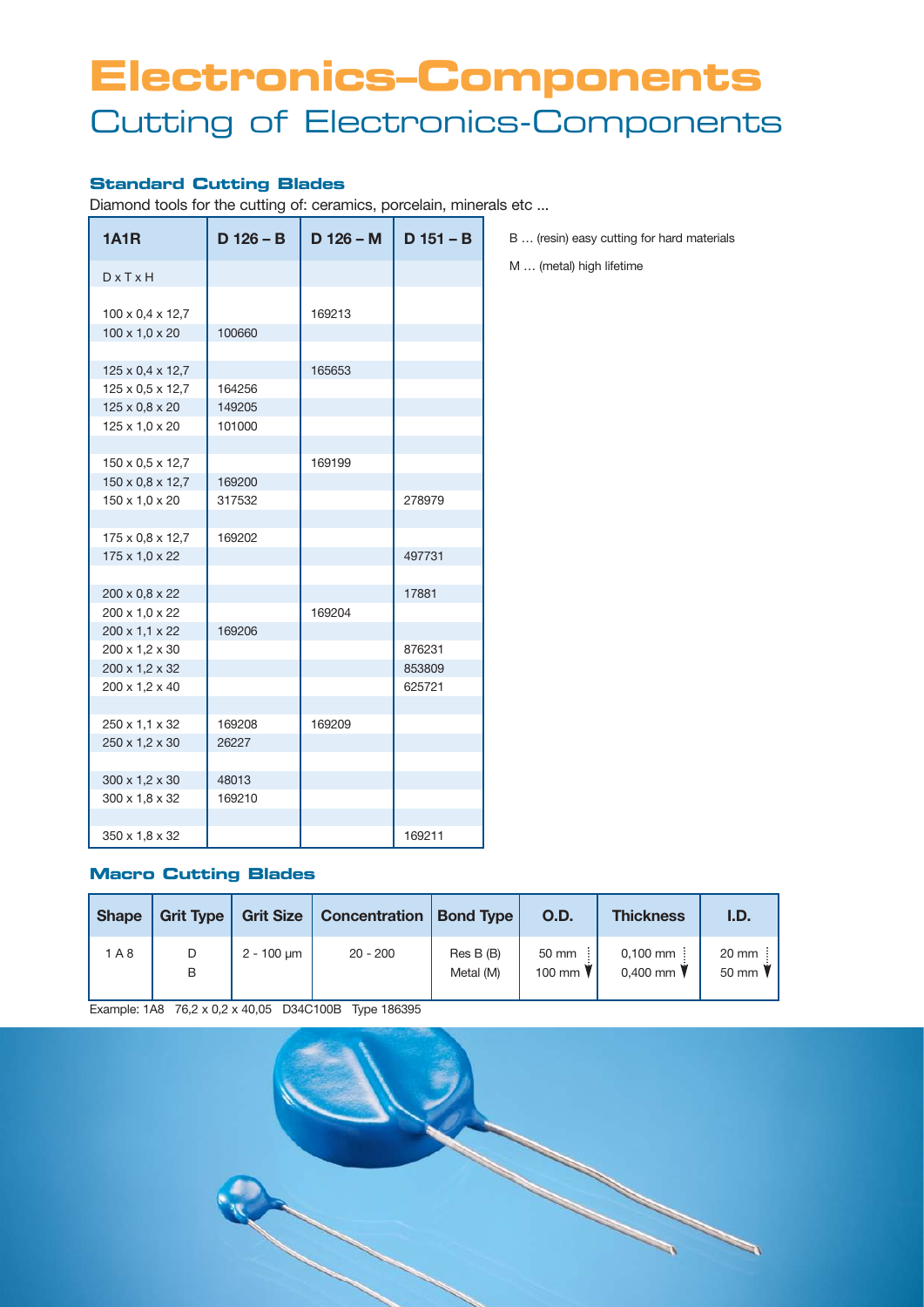# Electronics–Components

## Cutting of Electronics-Components

### Standard Cutting Blades

Diamond tools for the cutting of: ceramics, porcelain, minerals etc ...

| 1A1R | D 126 – B | D 126 – M | D 151 – B |
|---|---|---|---|
| D x T x H | | | |
| | | | |
| 100 x 0,4 x 12,7 | | 169213 | |
| 100 x 1,0 x 20 | 100660 | | |
| | | | |
| 125 x 0,4 x 12,7 | | 165653 | |
| 125 x 0,5 x 12,7 | 164256 | | |
| 125 x 0,8 x 20 | 149205 | | |
| 125 x 1,0 x 20 | 101000 | | |
| | | | |
| 150 x 0,5 x 12,7 | | 169199 | |
| 150 x 0,8 x 12,7 | 169200 | | |
| 150 x 1,0 x 20 | 317532 | | 278979 |
| | | | |
| 175 x 0,8 x 12,7 | 169202 | | |
| 175 x 1,0 x 22 | | | 497731 |
| | | | |
| 200 x 0,8 x 22 | | | 17881 |
| 200 x 1,0 x 22 | | 169204 | |
| 200 x 1,1 x 22 | 169206 | | |
| 200 x 1,2 x 30 | | | 876231 |
| 200 x 1,2 x 32 | | | 853809 |
| 200 x 1,2 x 40 | | | 625721 |
| | | | |
| 250 x 1,1 x 32 | 169208 | 169209 | |
| 250 x 1,2 x 30 | 26227 | | |
| | | | |
| 300 x 1,2 x 30 | 48013 | | |
| 300 x 1,8 x 32 | 169210 | | |
| | | | |
| 350 x 1,8 x 32 | | | 169211 |

B … (resin) easy cutting for hard materials

M … (metal) high lifetime

### Macro Cutting Blades

| Shape | Grit Type | Grit Size | Concentration | Bond Type | O.D. | Thickness | I.D. |
|---|---|---|---|---|---|---|---|
| 1 A 8 | D<br>B | 2 - 100 µm | 20 - 200 | Res B (B)<br>Metal (M) | 50 mm<br>100 mm | 0,100 mm<br>0,400 mm | 20 mm<br>50 mm |

Example: 1A8 76,2 x 0,2 x 40,05 D34C100B Type 186395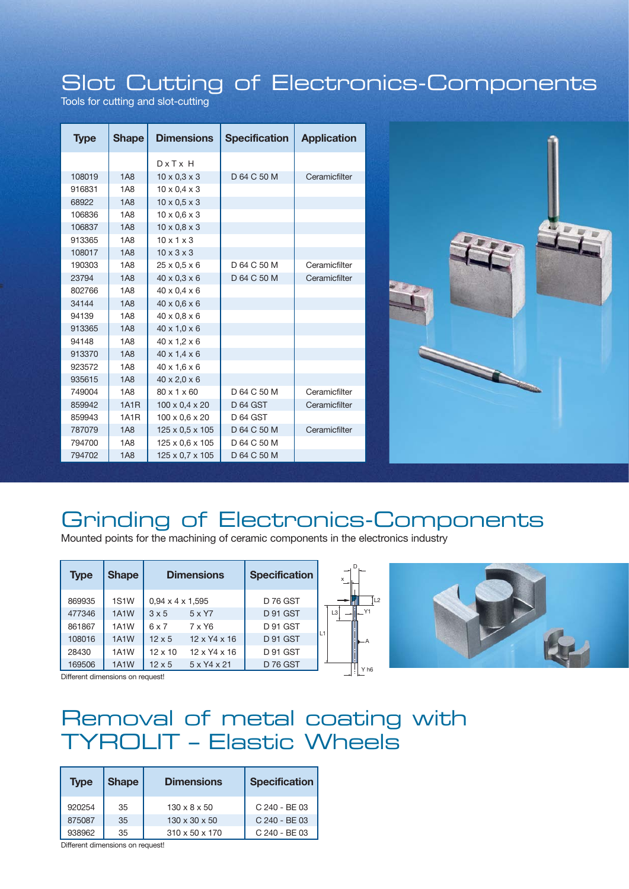# Slot Cutting of Electronics-Components

Tools for cutting and slot-cutting

| Type | Shape | Dimensions | Specification | Application |
|---|---|---|---|---|
| | | D x T x H | | |
| 108019 | 1A8 | 10 x 0,3 x 3 | D 64 C 50 M | Ceramicfilter |
| 916831 | 1A8 | 10 x 0,4 x 3 | | |
| 68922 | 1A8 | 10 x 0,5 x 3 | | |
| 106836 | 1A8 | 10 x 0,6 x 3 | | |
| 106837 | 1A8 | 10 x 0,8 x 3 | | |
| 913365 | 1A8 | 10 x 1 x 3 | | |
| 108017 | 1A8 | 10 x 3 x 3 | | |
| 190303 | 1A8 | 25 x 0,5 x 6 | D 64 C 50 M | Ceramicfilter |
| 23794 | 1A8 | 40 x 0,3 x 6 | D 64 C 50 M | Ceramicfilter |
| 802766 | 1A8 | 40 x 0,4 x 6 | | |
| 34144 | 1A8 | 40 x 0,6 x 6 | | |
| 94139 | 1A8 | 40 x 0,8 x 6 | | |
| 913365 | 1A8 | 40 x 1,0 x 6 | | |
| 94148 | 1A8 | 40 x 1,2 x 6 | | |
| 913370 | 1A8 | 40 x 1,4 x 6 | | |
| 923572 | 1A8 | 40 x 1,6 x 6 | | |
| 935615 | 1A8 | 40 x 2,0 x 6 | | |
| 749004 | 1A8 | 80 x 1 x 60 | D 64 C 50 M | Ceramicfilter |
| 859942 | 1A1R | 100 x 0,4 x 20 | D 64 GST | Ceramicfilter |
| 859943 | 1A1R | 100 x 0,6 x 20 | D 64 GST | |
| 787079 | 1A8 | 125 x 0,5 x 105 | D 64 C 50 M | Ceramicfilter |
| 794700 | 1A8 | 125 x 0,6 x 105 | D 64 C 50 M | |
| 794702 | 1A8 | 125 x 0,7 x 105 | D 64 C 50 M | |

# Grinding of Electronics-Components

Mounted points for the machining of ceramic components in the electronics industry

| Type | Shape | Dimensions | | Specification |
|---|---|---|---|---|
| 869935 | 1S1W | 0,94 x 4 x 1,595 | | D 76 GST |
| 477346 | 1A1W | 3 x 5 | 5 x Y7 | D 91 GST |
| 861867 | 1A1W | 6 x 7 | 7 x Y6 | D 91 GST |
| 108016 | 1A1W | 12 x 5 | 12 x Y4 x 16 | D 91 GST |
| 28430 | 1A1W | 12 x 10 | 12 x Y4 x 16 | D 91 GST |
| 169506 | 1A1W | 12 x 5 | 5 x Y4 x 21 | D 76 GST |

Different dimensions on request!

# Removal of metal coating with TYROLIT – Elastic Wheels

| Type | Shape | Dimensions | Specification |
|---|---|---|---|
| 920254 | 35 | 130 x 8 x 50 | C 240 - BE 03 |
| 875087 | 35 | 130 x 30 x 50 | C 240 - BE 03 |
| 938962 | 35 | 310 x 50 x 170 | C 240 - BE 03 |

Different dimensions on request!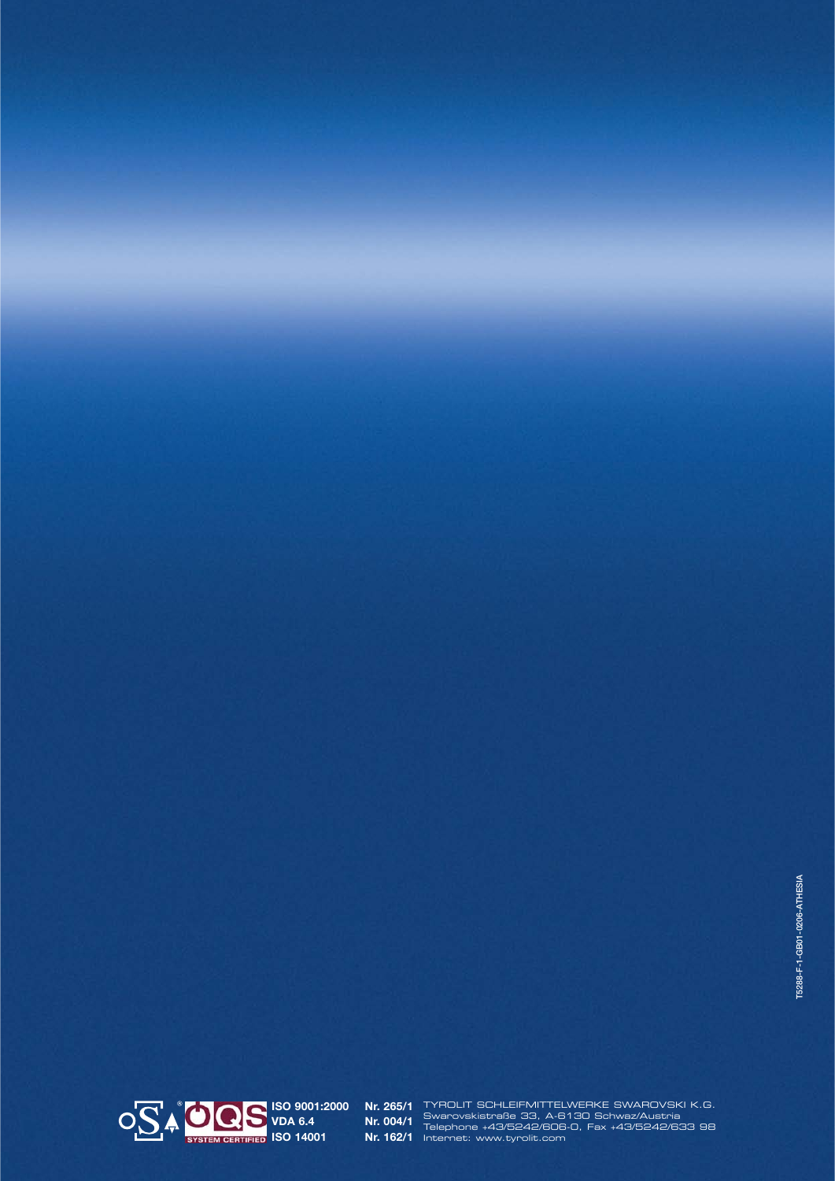ISO 9001:2000 Nr. 265/1
VDA 6.4 Nr. 004/1
ISO 14001 Nr. 162/1

TYROLIT SCHLEIFMITTELWERKE SWAROVSKI K.G.
Swarovskistraße 33, A-6130 Schwaz/Austria
Telephone +43/5242/606-0, Fax +43/5242/633 98
Internet: www.tyrolit.com

T5288-F-1-GB01-0206-ATHESIA